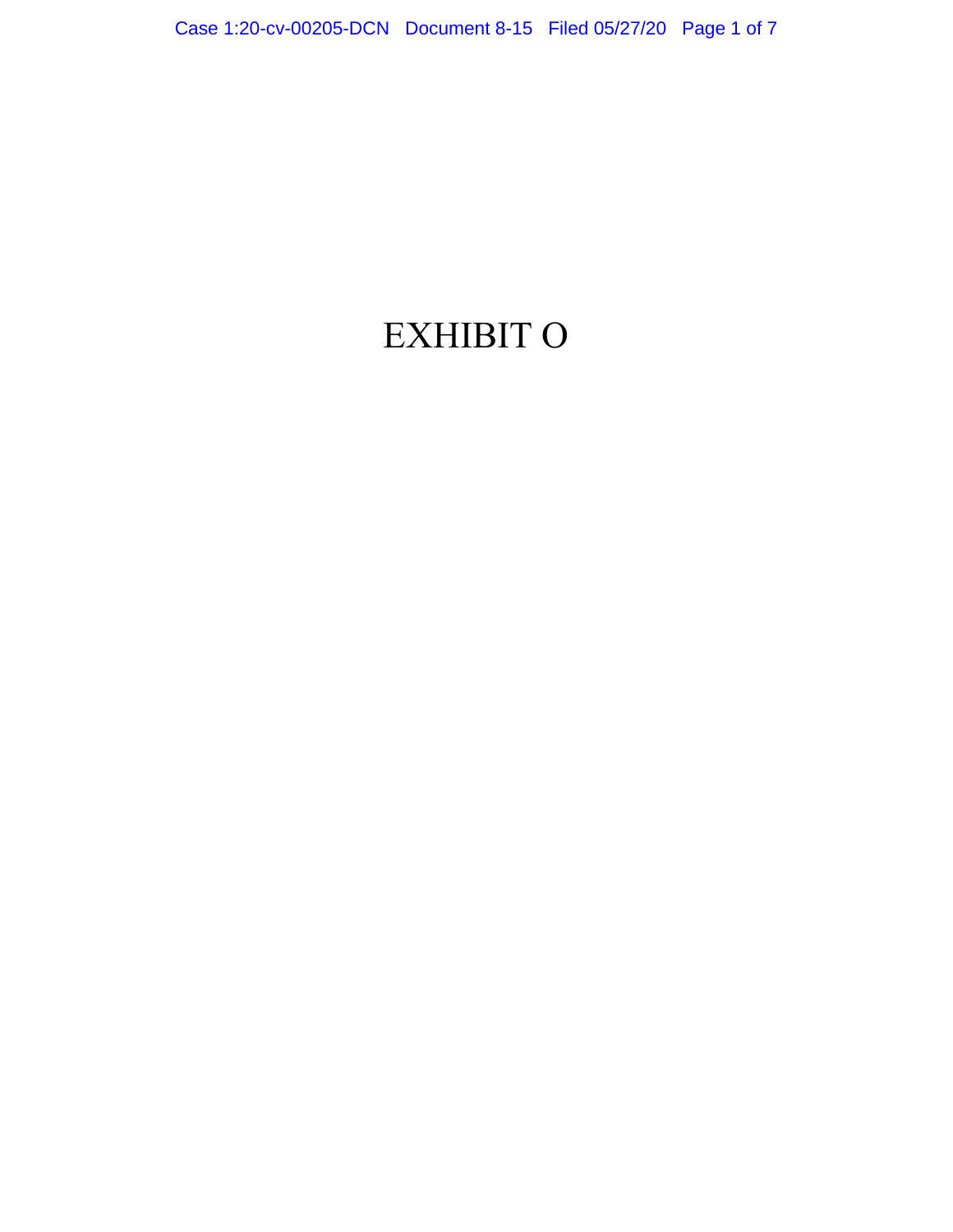# EXHIBIT O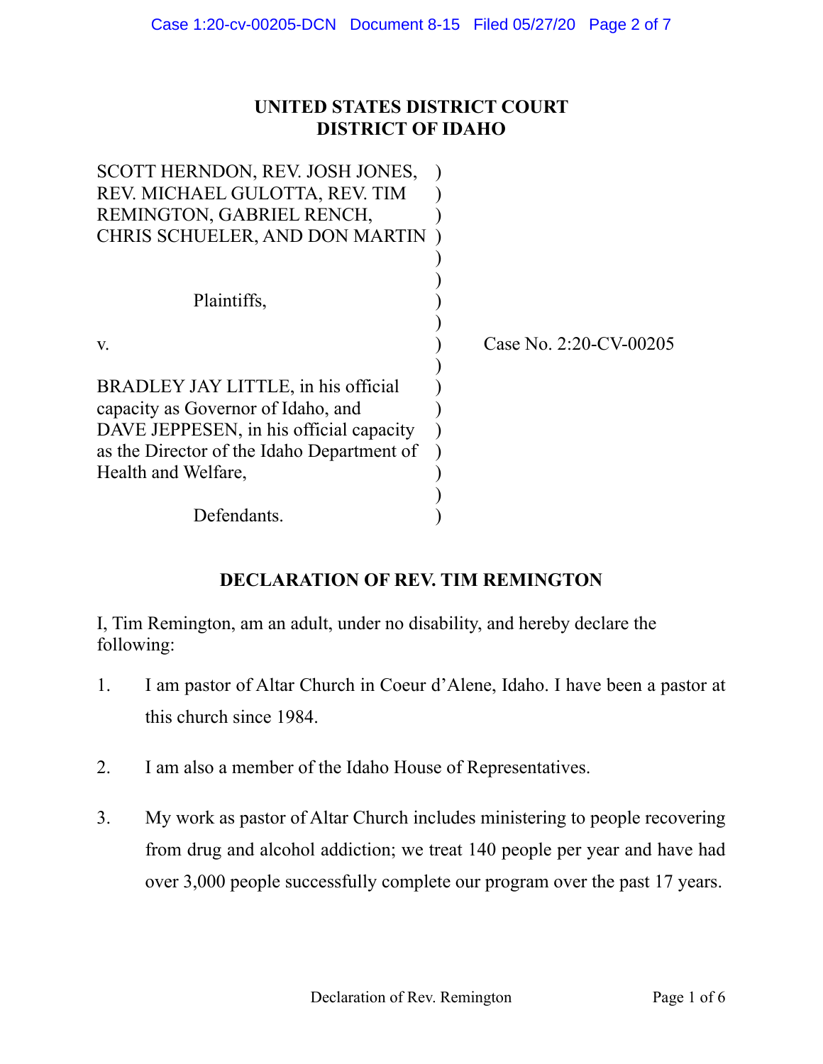**UNITED STATES DISTRICT COURT**
**DISTRICT OF IDAHO**

| | | |
|---|---|---|
| SCOTT HERNDON, REV. JOSH JONES, REV. MICHAEL GULOTTA, REV. TIM REMINGTON, GABRIEL RENCH, CHRIS SCHUELER, AND DON MARTIN | ) | |
| Plaintiffs, | ) | |
| v. | ) | Case No. 2:20-CV-00205 |
| BRADLEY JAY LITTLE, in his official capacity as Governor of Idaho, and DAVE JEPPESEN, in his official capacity as the Director of the Idaho Department of Health and Welfare, | ) | |
| Defendants. | ) | |

## DECLARATION OF REV. TIM REMINGTON

I, Tim Remington, am an adult, under no disability, and hereby declare the following:

1. I am pastor of Altar Church in Coeur d'Alene, Idaho. I have been a pastor at this church since 1984.

2. I am also a member of the Idaho House of Representatives.

3. My work as pastor of Altar Church includes ministering to people recovering from drug and alcohol addiction; we treat 140 people per year and have had over 3,000 people successfully complete our program over the past 17 years.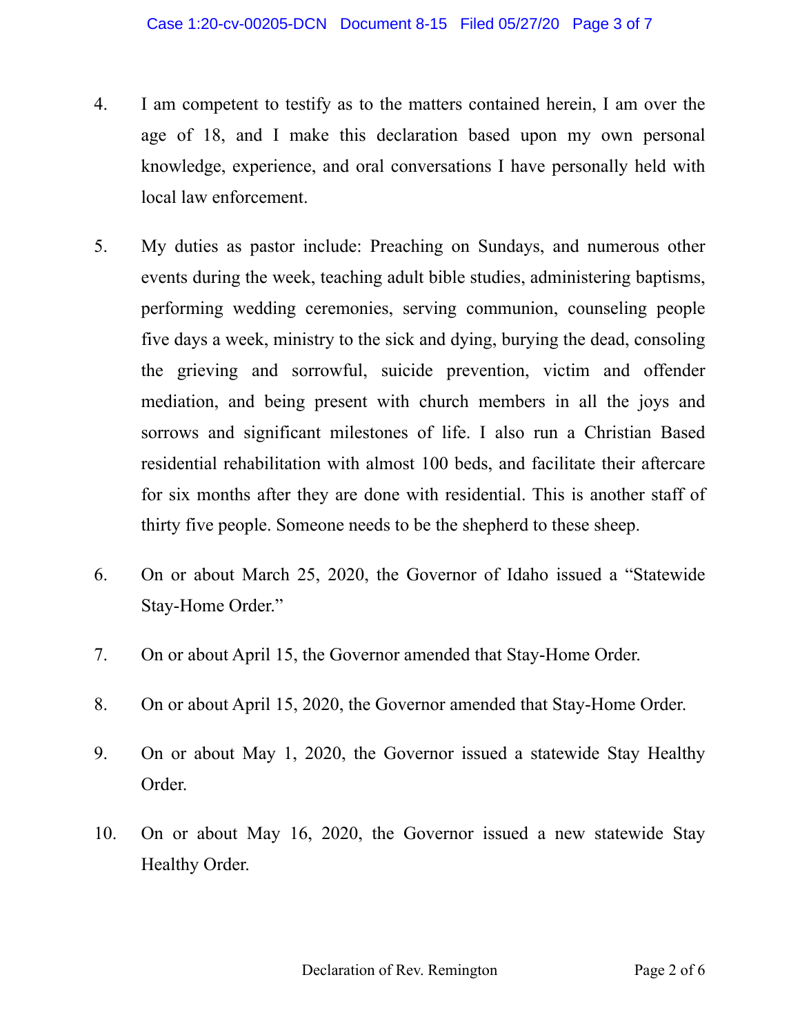4. I am competent to testify as to the matters contained herein, I am over the age of 18, and I make this declaration based upon my own personal knowledge, experience, and oral conversations I have personally held with local law enforcement.

5. My duties as pastor include: Preaching on Sundays, and numerous other events during the week, teaching adult bible studies, administering baptisms, performing wedding ceremonies, serving communion, counseling people five days a week, ministry to the sick and dying, burying the dead, consoling the grieving and sorrowful, suicide prevention, victim and offender mediation, and being present with church members in all the joys and sorrows and significant milestones of life. I also run a Christian Based residential rehabilitation with almost 100 beds, and facilitate their aftercare for six months after they are done with residential. This is another staff of thirty five people. Someone needs to be the shepherd to these sheep.

6. On or about March 25, 2020, the Governor of Idaho issued a "Statewide Stay-Home Order."

7. On or about April 15, the Governor amended that Stay-Home Order.

8. On or about April 15, 2020, the Governor amended that Stay-Home Order.

9. On or about May 1, 2020, the Governor issued a statewide Stay Healthy Order.

10. On or about May 16, 2020, the Governor issued a new statewide Stay Healthy Order.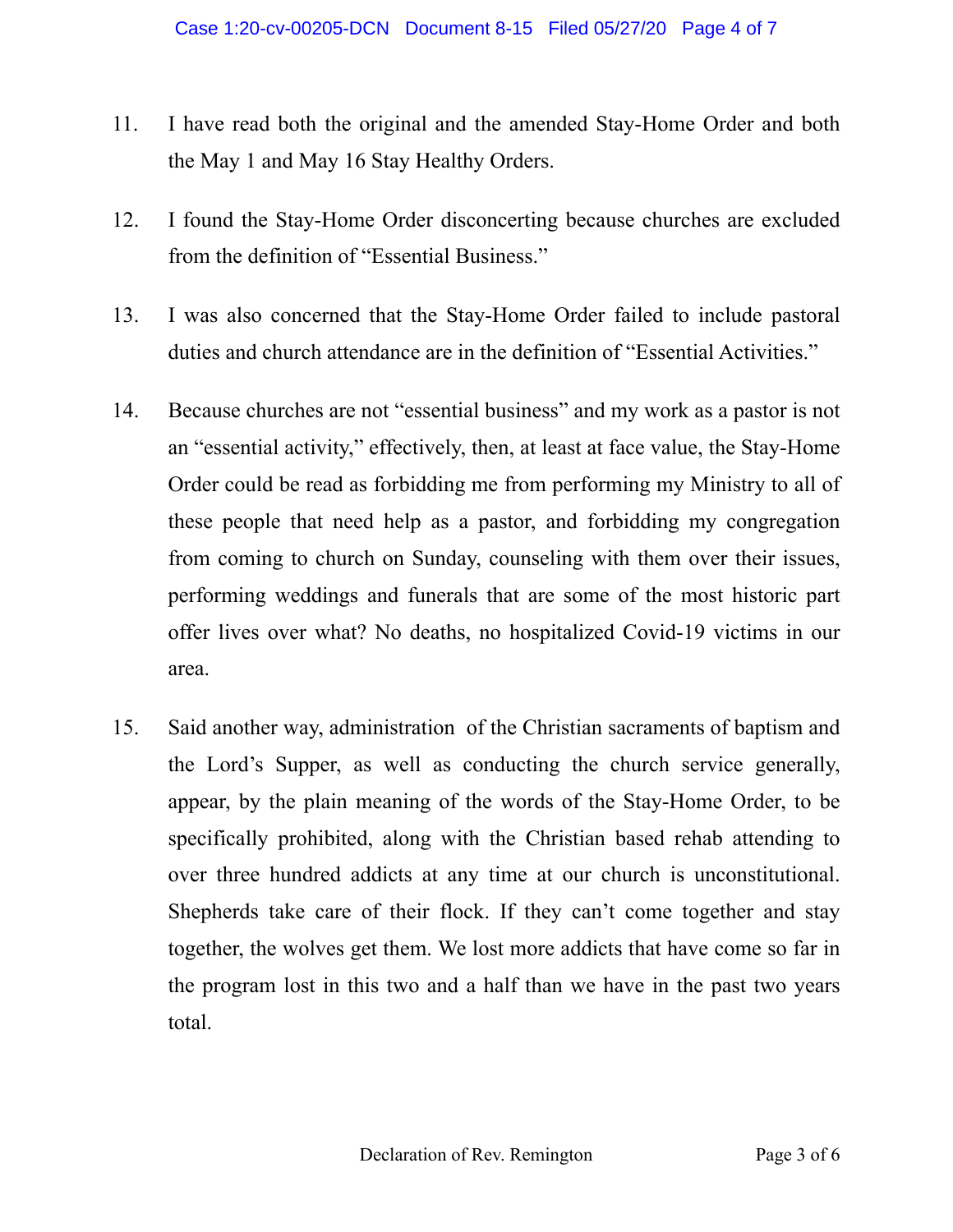11. I have read both the original and the amended Stay-Home Order and both the May 1 and May 16 Stay Healthy Orders.

12. I found the Stay-Home Order disconcerting because churches are excluded from the definition of "Essential Business."

13. I was also concerned that the Stay-Home Order failed to include pastoral duties and church attendance are in the definition of "Essential Activities."

14. Because churches are not "essential business" and my work as a pastor is not an "essential activity," effectively, then, at least at face value, the Stay-Home Order could be read as forbidding me from performing my Ministry to all of these people that need help as a pastor, and forbidding my congregation from coming to church on Sunday, counseling with them over their issues, performing weddings and funerals that are some of the most historic part offer lives over what? No deaths, no hospitalized Covid-19 victims in our area.

15. Said another way, administration of the Christian sacraments of baptism and the Lord's Supper, as well as conducting the church service generally, appear, by the plain meaning of the words of the Stay-Home Order, to be specifically prohibited, along with the Christian based rehab attending to over three hundred addicts at any time at our church is unconstitutional. Shepherds take care of their flock. If they can't come together and stay together, the wolves get them. We lost more addicts that have come so far in the program lost in this two and a half than we have in the past two years total.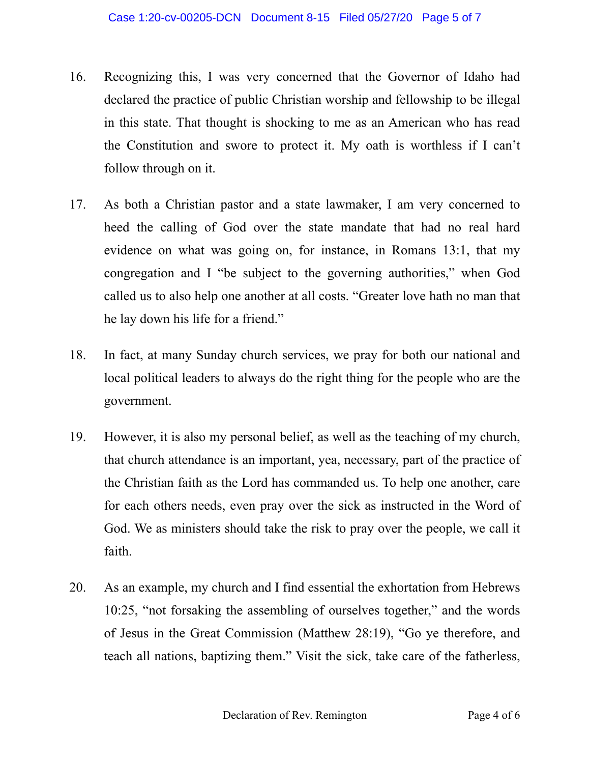16. Recognizing this, I was very concerned that the Governor of Idaho had declared the practice of public Christian worship and fellowship to be illegal in this state. That thought is shocking to me as an American who has read the Constitution and swore to protect it. My oath is worthless if I can't follow through on it.

17. As both a Christian pastor and a state lawmaker, I am very concerned to heed the calling of God over the state mandate that had no real hard evidence on what was going on, for instance, in Romans 13:1, that my congregation and I "be subject to the governing authorities," when God called us to also help one another at all costs. "Greater love hath no man that he lay down his life for a friend."

18. In fact, at many Sunday church services, we pray for both our national and local political leaders to always do the right thing for the people who are the government.

19. However, it is also my personal belief, as well as the teaching of my church, that church attendance is an important, yea, necessary, part of the practice of the Christian faith as the Lord has commanded us. To help one another, care for each others needs, even pray over the sick as instructed in the Word of God. We as ministers should take the risk to pray over the people, we call it faith.

20. As an example, my church and I find essential the exhortation from Hebrews 10:25, "not forsaking the assembling of ourselves together," and the words of Jesus in the Great Commission (Matthew 28:19), "Go ye therefore, and teach all nations, baptizing them." Visit the sick, take care of the fatherless,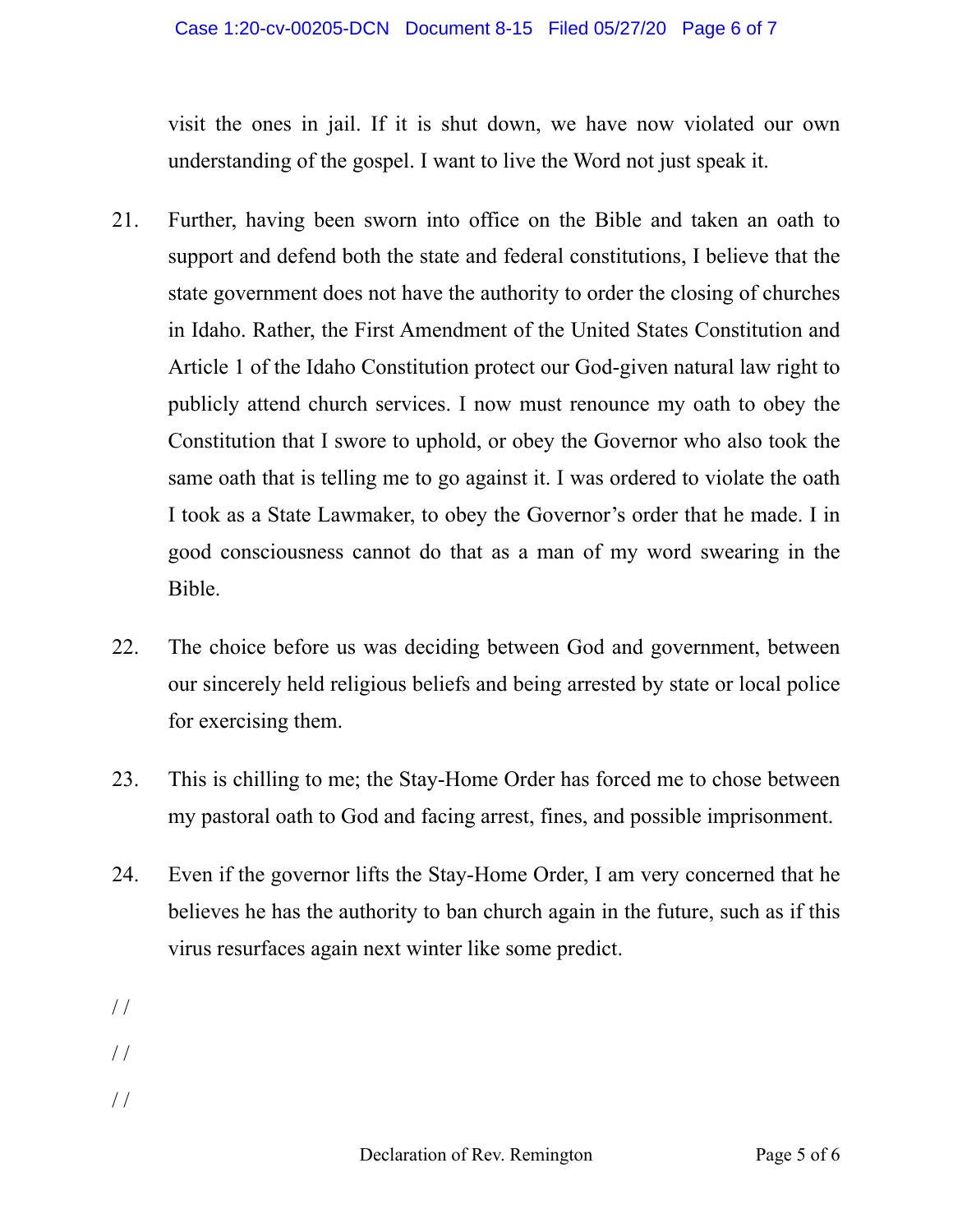visit the ones in jail. If it is shut down, we have now violated our own understanding of the gospel. I want to live the Word not just speak it.

21. Further, having been sworn into office on the Bible and taken an oath to support and defend both the state and federal constitutions, I believe that the state government does not have the authority to order the closing of churches in Idaho. Rather, the First Amendment of the United States Constitution and Article 1 of the Idaho Constitution protect our God-given natural law right to publicly attend church services. I now must renounce my oath to obey the Constitution that I swore to uphold, or obey the Governor who also took the same oath that is telling me to go against it. I was ordered to violate the oath I took as a State Lawmaker, to obey the Governor's order that he made. I in good consciousness cannot do that as a man of my word swearing in the Bible.

22. The choice before us was deciding between God and government, between our sincerely held religious beliefs and being arrested by state or local police for exercising them.

23. This is chilling to me; the Stay-Home Order has forced me to chose between my pastoral oath to God and facing arrest, fines, and possible imprisonment.

24. Even if the governor lifts the Stay-Home Order, I am very concerned that he believes he has the authority to ban church again in the future, such as if this virus resurfaces again next winter like some predict.

/ /

/ /

/ /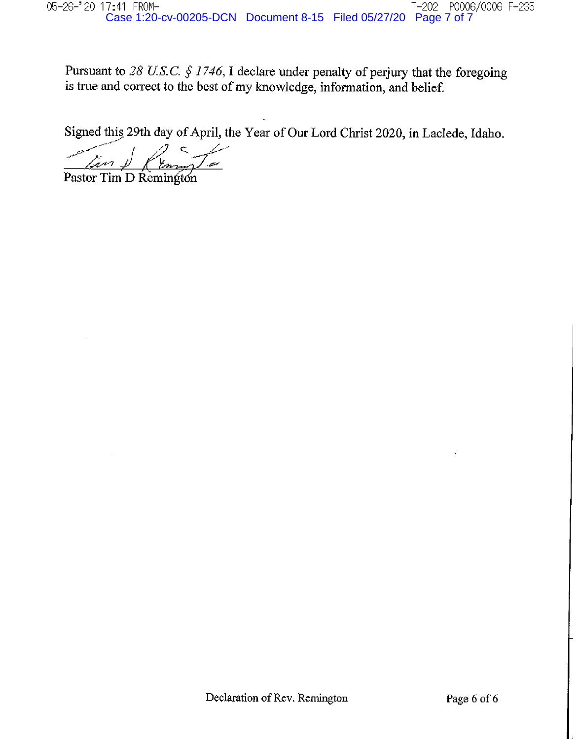Pursuant to *28 U.S.C. § 1746*, I declare under penalty of perjury that the foregoing is true and correct to the best of my knowledge, information, and belief.

Signed this 29th day of April, the Year of Our Lord Christ 2020, in Laclede, Idaho.

Pastor Tim D Remington